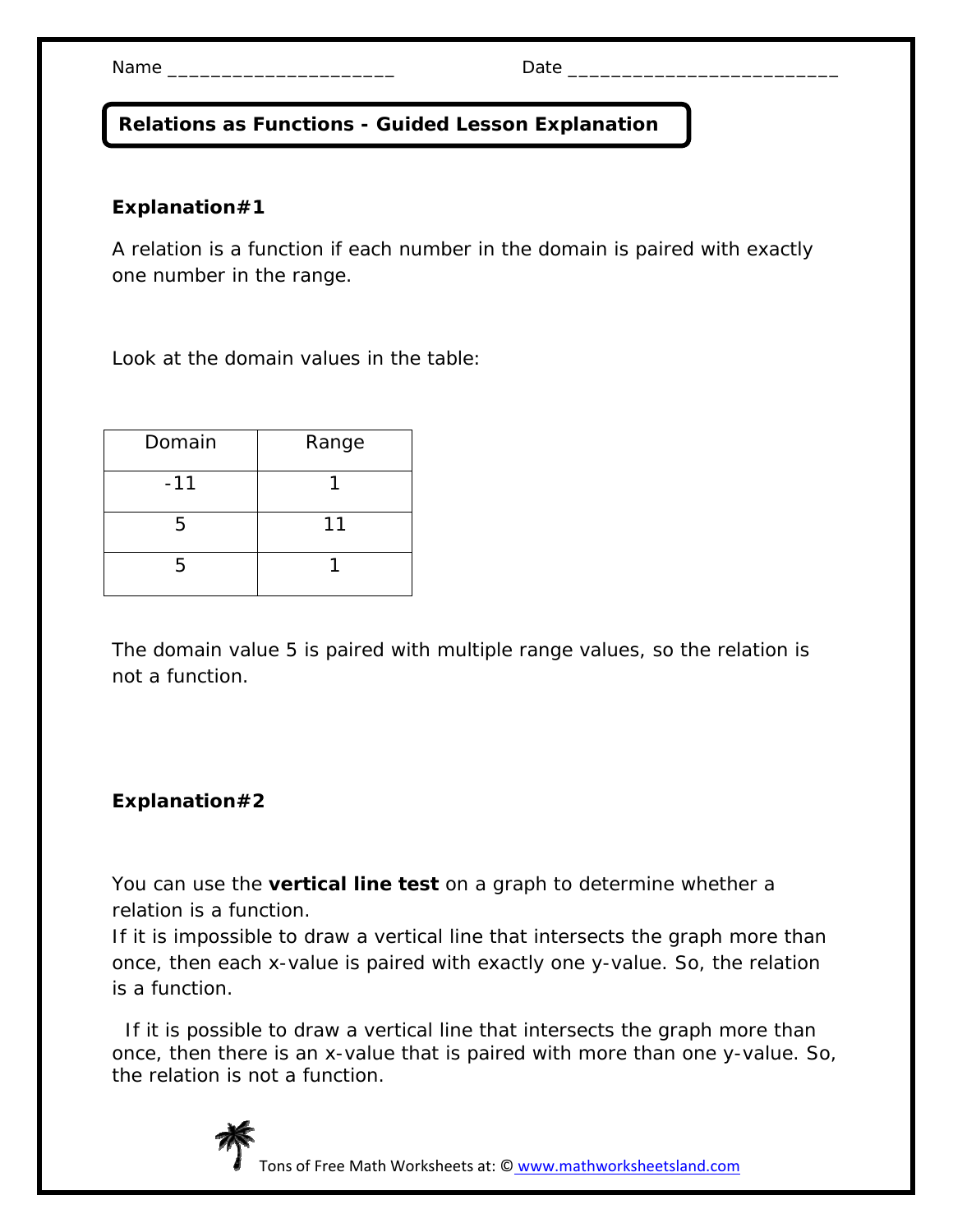Name ____________________ Date ________________________

## Relations as Functions - Guided Lesson Explanation

**Explanation#1**

A relation is a function if each number in the domain is paired with exactly one number in the range.

Look at the domain values in the table:

| Domain | Range |
|---|---|
| -11 | 1 |
| 5 | 11 |
| 5 | 1 |

The domain value 5 is paired with multiple range values, so the relation is not a function.

**Explanation#2**

You can use the **vertical line test** on a graph to determine whether a relation is a function.
If it is impossible to draw a vertical line that intersects the graph more than once, then each x-value is paired with exactly one y-value. So, the relation is a function.

If it is possible to draw a vertical line that intersects the graph more than once, then there is an x-value that is paired with more than one y-value. So, the relation is not a function.

Tons of Free Math Worksheets at: © www.mathworksheetsland.com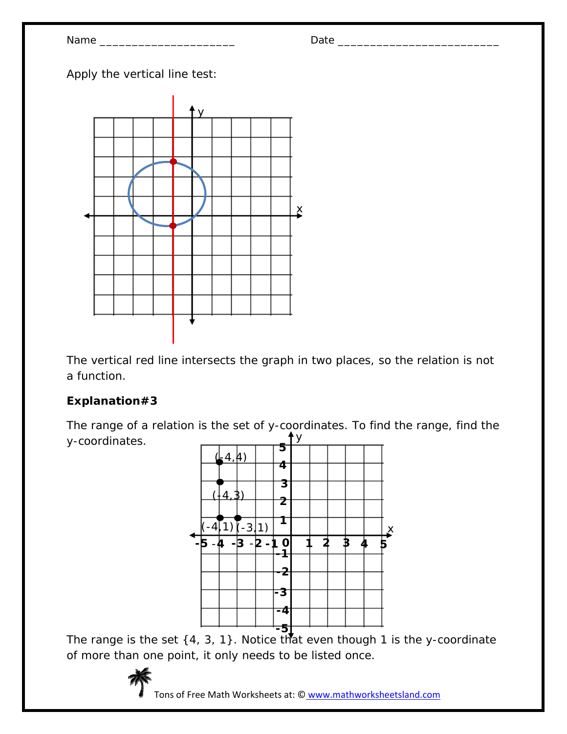Name ____________________ Date ________________________

Apply the vertical line test:

y

x

The vertical red line intersects the graph in two places, so the relation is not a function.

**Explanation#3**

The range of a relation is the set of y-coordinates. To find the range, find the y-coordinates.

y

x

(-4,4)

(-4,3)

(-4,1)

(-3,1)

5
4
3
2
1
-1
-2
-3
-4
-5

-5 -4 -3 -2 -1 0 1 2 3 4 5

The range is the set {4, 3, 1}. Notice that even though 1 is the y-coordinate of more than one point, it only needs to be listed once.